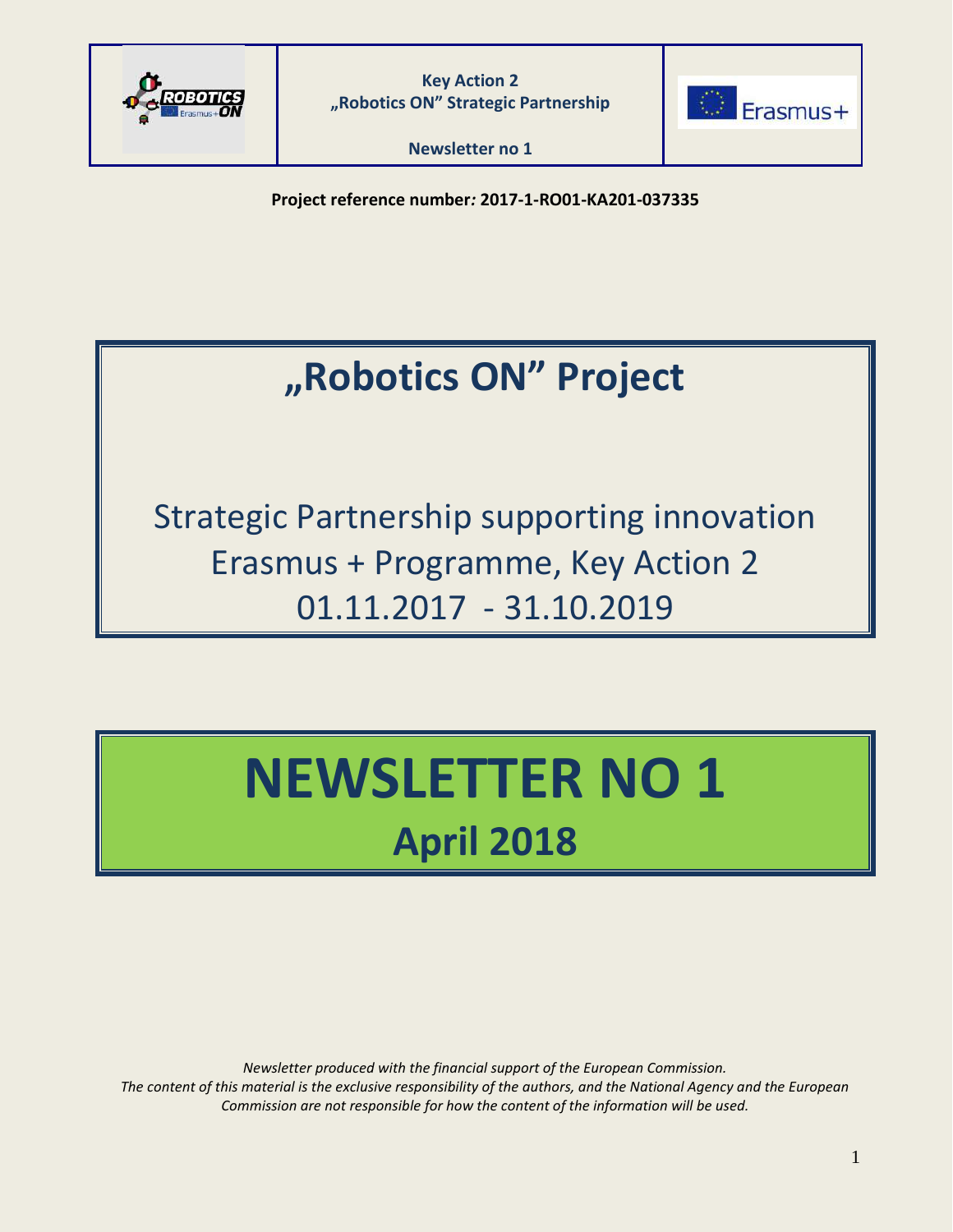**Key Action 2**
**„Robotics ON" Strategic Partnership**

**Newsletter no 1**

**Project reference number: 2017-1-RO01-KA201-037335**

# „Robotics ON" Project

Strategic Partnership supporting innovation
Erasmus + Programme, Key Action 2
01.11.2017 - 31.10.2019

# NEWSLETTER NO 1

## April 2018

*Newsletter produced with the financial support of the European Commission.*
*The content of this material is the exclusive responsibility of the authors, and the National Agency and the European Commission are not responsible for how the content of the information will be used.*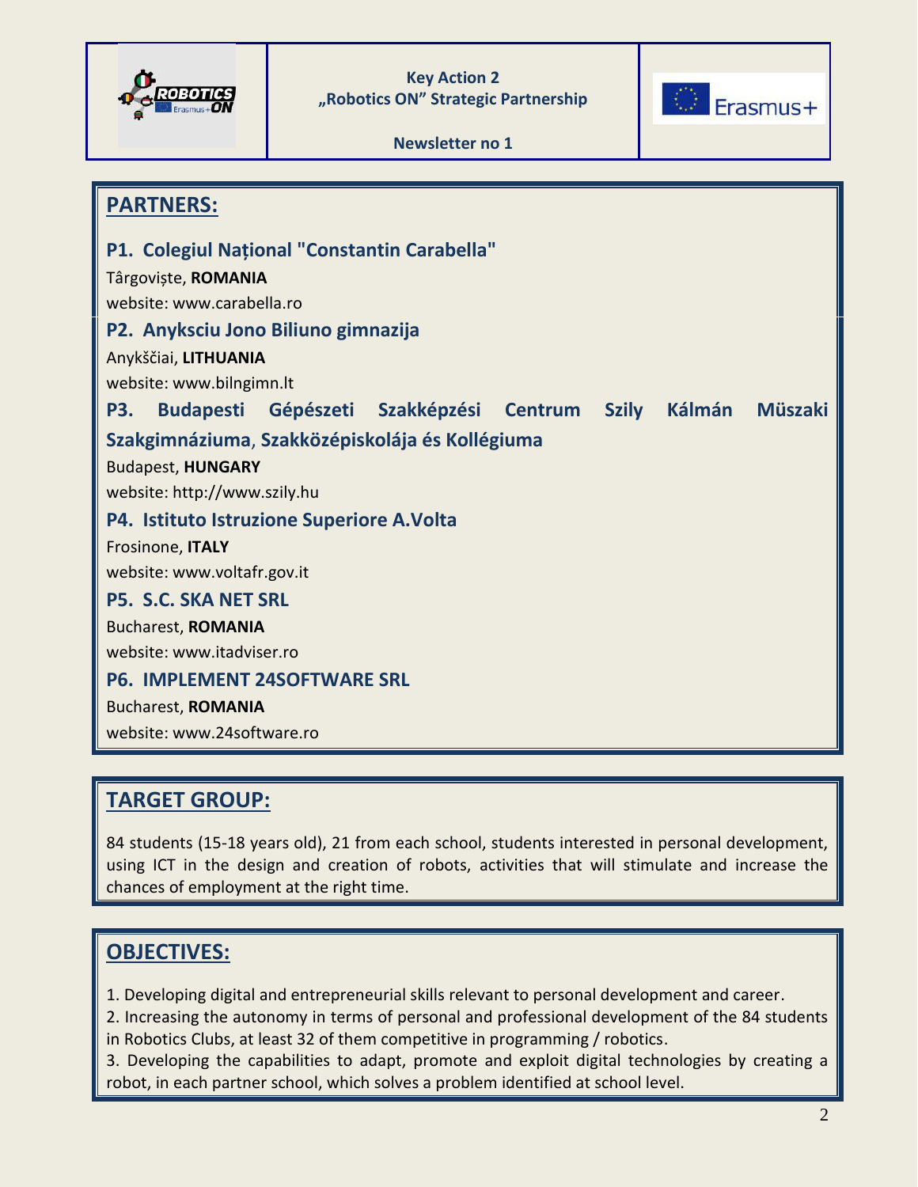## PARTNERS:

### P1. Colegiul Național "Constantin Carabella"

Târgoviște, **ROMANIA**

website: www.carabella.ro

### P2. Anyksciu Jono Biliuno gimnazija

Anykščiai, **LITHUANIA**

website: www.bilngimn.lt

### P3. Budapesti Gépészeti Szakképzési Centrum Szily Kálmán Müszaki Szakgimnáziuma, Szakközépiskolája és Kollégiuma

Budapest, **HUNGARY**

website: http://www.szily.hu

### P4. Istituto Istruzione Superiore A.Volta

Frosinone, **ITALY**

website: www.voltafr.gov.it

### P5. S.C. SKA NET SRL

Bucharest, **ROMANIA**

website: www.itadviser.ro

### P6. IMPLEMENT 24SOFTWARE SRL

Bucharest, **ROMANIA**

website: www.24software.ro

## TARGET GROUP:

84 students (15-18 years old), 21 from each school, students interested in personal development, using ICT in the design and creation of robots, activities that will stimulate and increase the chances of employment at the right time.

## OBJECTIVES:

1. Developing digital and entrepreneurial skills relevant to personal development and career.
2. Increasing the autonomy in terms of personal and professional development of the 84 students in Robotics Clubs, at least 32 of them competitive in programming / robotics.
3. Developing the capabilities to adapt, promote and exploit digital technologies by creating a robot, in each partner school, which solves a problem identified at school level.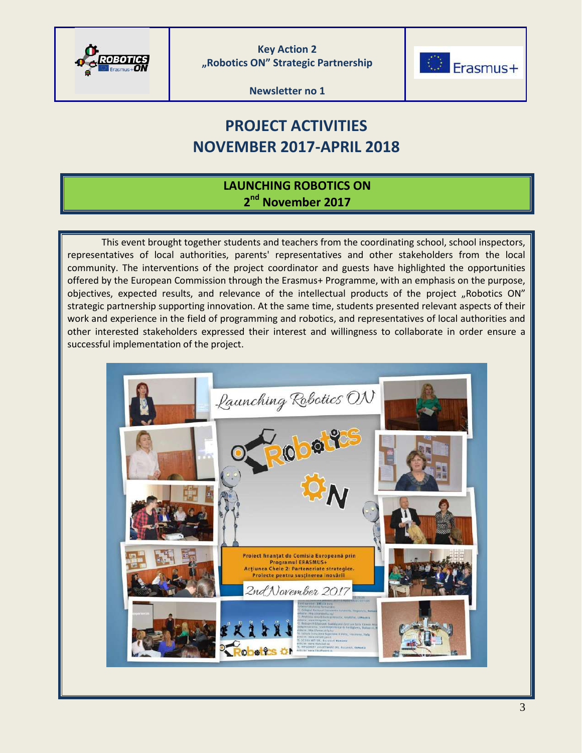# PROJECT ACTIVITIES NOVEMBER 2017-APRIL 2018

## LAUNCHING ROBOTICS ON
## 2nd November 2017

This event brought together students and teachers from the coordinating school, school inspectors, representatives of local authorities, parents' representatives and other stakeholders from the local community. The interventions of the project coordinator and guests have highlighted the opportunities offered by the European Commission through the Erasmus+ Programme, with an emphasis on the purpose, objectives, expected results, and relevance of the intellectual products of the project „Robotics ON" strategic partnership supporting innovation. At the same time, students presented relevant aspects of their work and experience in the field of programming and robotics, and representatives of local authorities and other interested stakeholders expressed their interest and willingness to collaborate in order ensure a successful implementation of the project.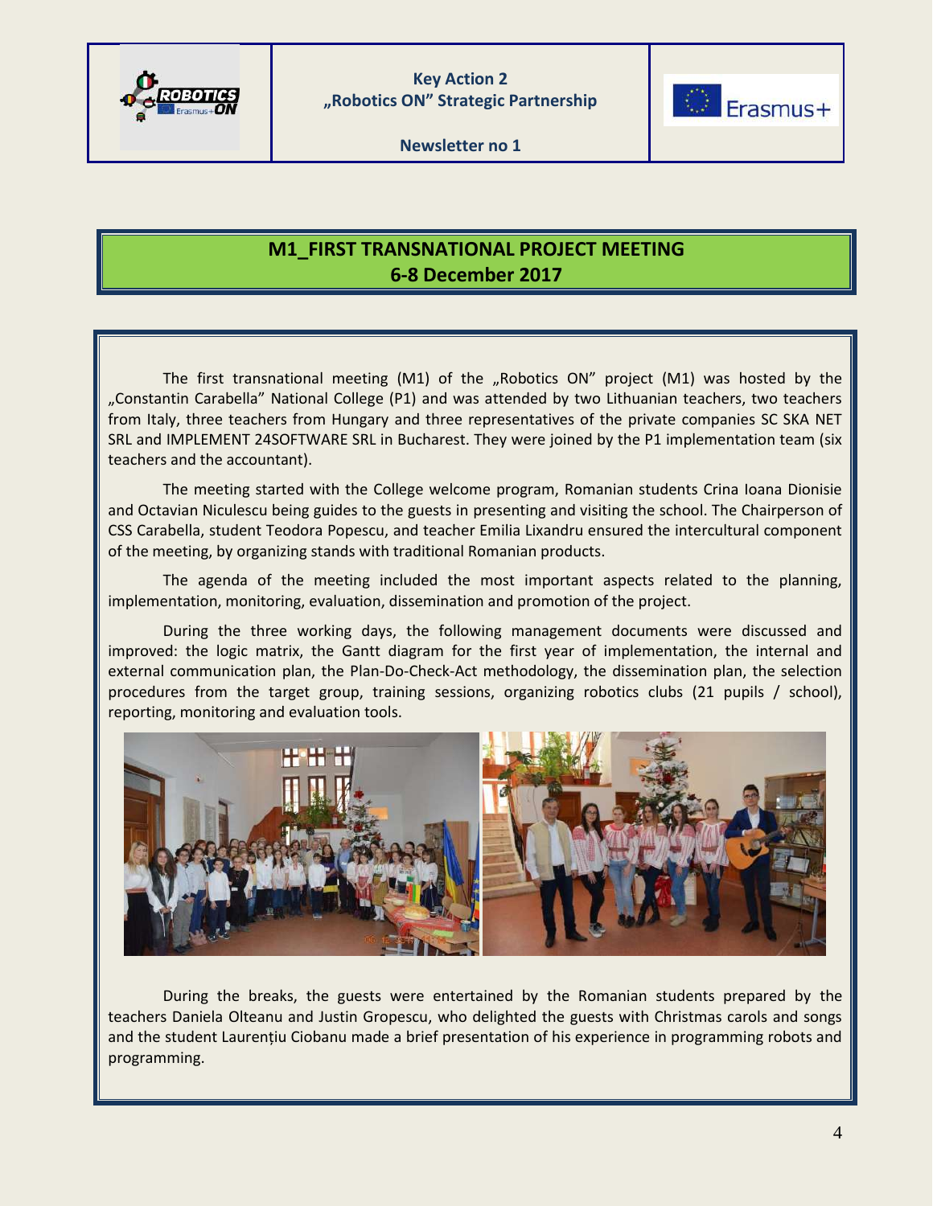# M1_FIRST TRANSNATIONAL PROJECT MEETING
## 6-8 December 2017

The first transnational meeting (M1) of the „Robotics ON" project (M1) was hosted by the „Constantin Carabella" National College (P1) and was attended by two Lithuanian teachers, two teachers from Italy, three teachers from Hungary and three representatives of the private companies SC SKA NET SRL and IMPLEMENT 24SOFTWARE SRL in Bucharest. They were joined by the P1 implementation team (six teachers and the accountant).

The meeting started with the College welcome program, Romanian students Crina Ioana Dionisie and Octavian Niculescu being guides to the guests in presenting and visiting the school. The Chairperson of CSS Carabella, student Teodora Popescu, and teacher Emilia Lixandru ensured the intercultural component of the meeting, by organizing stands with traditional Romanian products.

The agenda of the meeting included the most important aspects related to the planning, implementation, monitoring, evaluation, dissemination and promotion of the project.

During the three working days, the following management documents were discussed and improved: the logic matrix, the Gantt diagram for the first year of implementation, the internal and external communication plan, the Plan-Do-Check-Act methodology, the dissemination plan, the selection procedures from the target group, training sessions, organizing robotics clubs (21 pupils / school), reporting, monitoring and evaluation tools.

During the breaks, the guests were entertained by the Romanian students prepared by the teachers Daniela Olteanu and Justin Gropescu, who delighted the guests with Christmas carols and songs and the student Laurențiu Ciobanu made a brief presentation of his experience in programming robots and programming.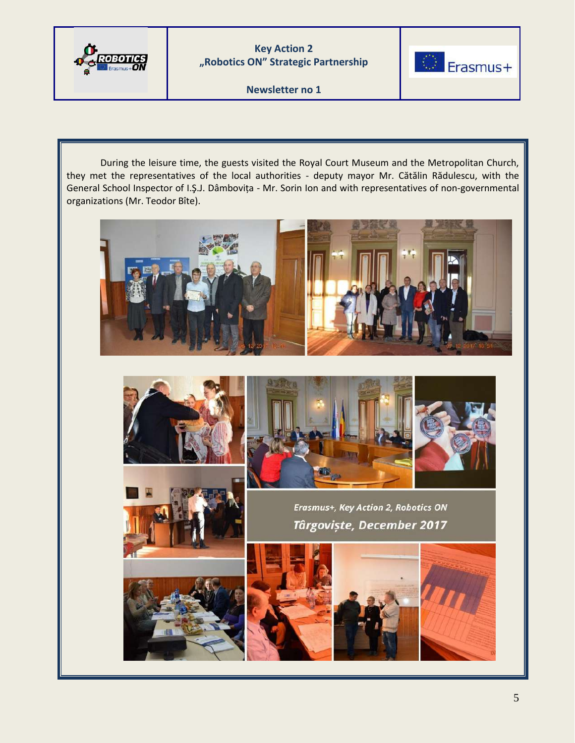During the leisure time, the guests visited the Royal Court Museum and the Metropolitan Church, they met the representatives of the local authorities - deputy mayor Mr. Cătălin Rădulescu, with the General School Inspector of I.Ș.J. Dâmbovița - Mr. Sorin Ion and with representatives of non-governmental organizations (Mr. Teodor Bîte).

*Erasmus+, Key Action 2, Robotics ON*

*Târgoviște, December 2017*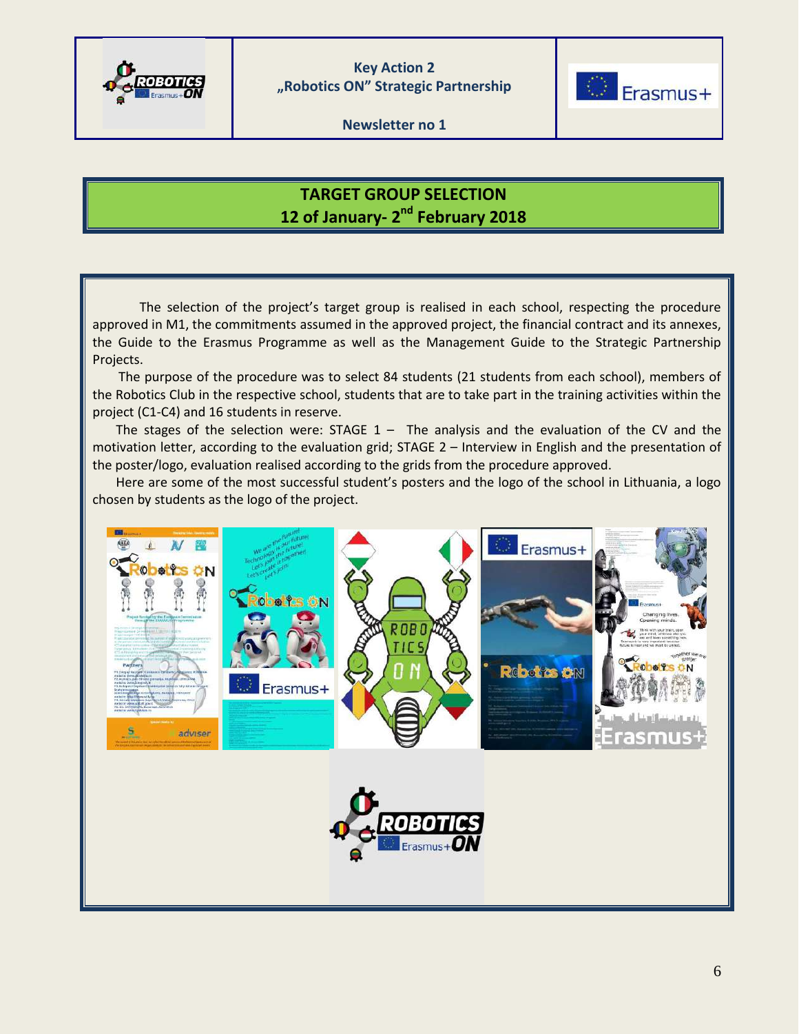**Key Action 2**
**„Robotics ON" Strategic Partnership**

**Newsletter no 1**

## TARGET GROUP SELECTION
## 12 of January- 2nd February 2018

The selection of the project's target group is realised in each school, respecting the procedure approved in M1, the commitments assumed in the approved project, the financial contract and its annexes, the Guide to the Erasmus Programme as well as the Management Guide to the Strategic Partnership Projects.

The purpose of the procedure was to select 84 students (21 students from each school), members of the Robotics Club in the respective school, students that are to take part in the training activities within the project (C1-C4) and 16 students in reserve.

The stages of the selection were: STAGE 1 – The analysis and the evaluation of the CV and the motivation letter, according to the evaluation grid; STAGE 2 – Interview in English and the presentation of the poster/logo, evaluation realised according to the grids from the procedure approved.

Here are some of the most successful student's posters and the logo of the school in Lithuania, a logo chosen by students as the logo of the project.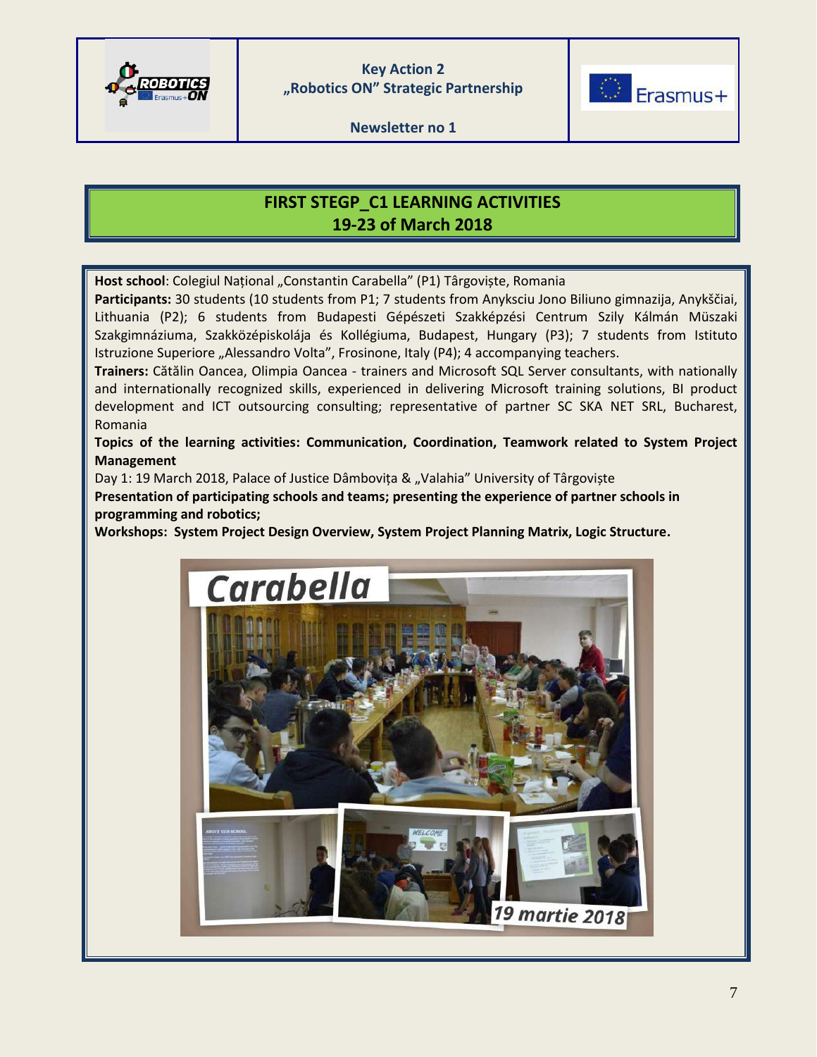Key Action 2
„Robotics ON" Strategic Partnership

Newsletter no 1

## FIRST STEGP_C1 LEARNING ACTIVITIES
## 19-23 of March 2018

**Host school**: Colegiul Național „Constantin Carabella" (P1) Târgoviște, Romania

**Participants:** 30 students (10 students from P1; 7 students from Anyksciu Jono Biliuno gimnazija, Anykščiai, Lithuania (P2); 6 students from Budapesti Gépészeti Szakképzési Centrum Szily Kálmán Müszaki Szakgimnáziuma, Szakközépiskolája és Kollégiuma, Budapest, Hungary (P3); 7 students from Istituto Istruzione Superiore „Alessandro Volta", Frosinone, Italy (P4); 4 accompanying teachers.

**Trainers:** Cătălin Oancea, Olimpia Oancea - trainers and Microsoft SQL Server consultants, with nationally and internationally recognized skills, experienced in delivering Microsoft training solutions, BI product development and ICT outsourcing consulting; representative of partner SC SKA NET SRL, Bucharest, Romania

**Topics of the learning activities: Communication, Coordination, Teamwork related to System Project Management**

Day 1: 19 March 2018, Palace of Justice Dâmbovița & „Valahia" University of Târgoviște

**Presentation of participating schools and teams; presenting the experience of partner schools in programming and robotics;**

**Workshops: System Project Design Overview, System Project Planning Matrix, Logic Structure.**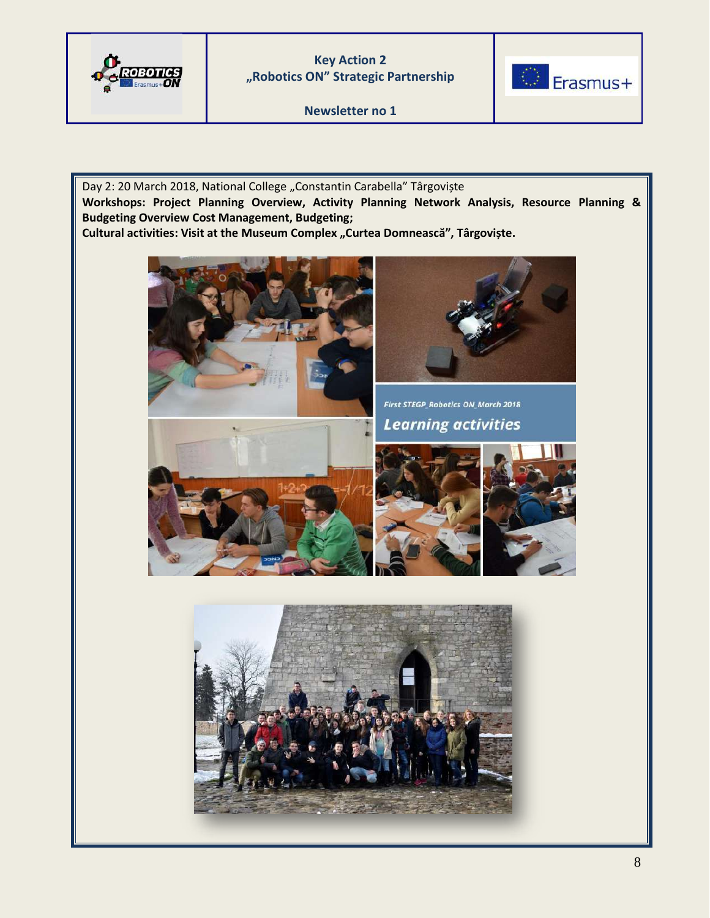Day 2: 20 March 2018, National College „Constantin Carabella" Târgoviște

**Workshops: Project Planning Overview, Activity Planning Network Analysis, Resource Planning & Budgeting Overview Cost Management, Budgeting;**

**Cultural activities: Visit at the Museum Complex „Curtea Domnească", Târgoviște.**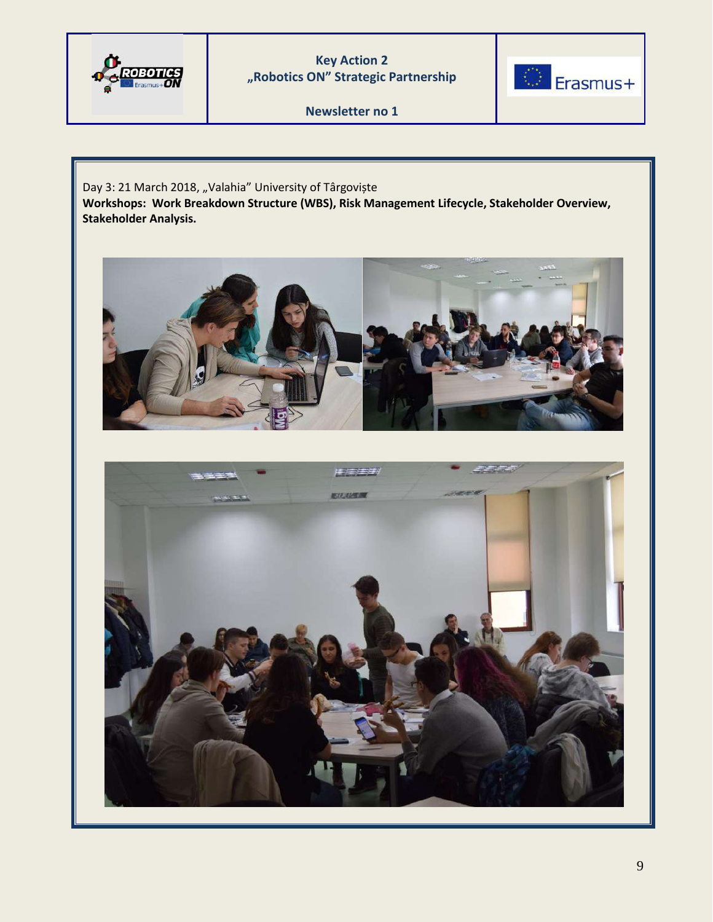Day 3: 21 March 2018, „Valahia" University of Târgoviște

**Workshops: Work Breakdown Structure (WBS), Risk Management Lifecycle, Stakeholder Overview, Stakeholder Analysis.**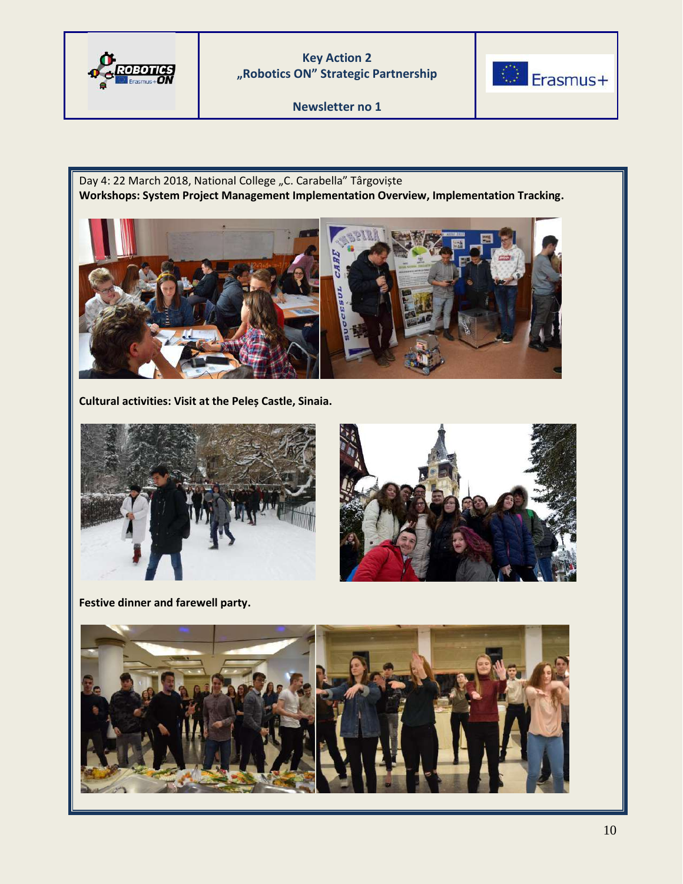Day 4: 22 March 2018, National College „C. Carabella" Târgoviște

**Workshops: System Project Management Implementation Overview, Implementation Tracking.**

**Cultural activities: Visit at the Peleș Castle, Sinaia.**

**Festive dinner and farewell party.**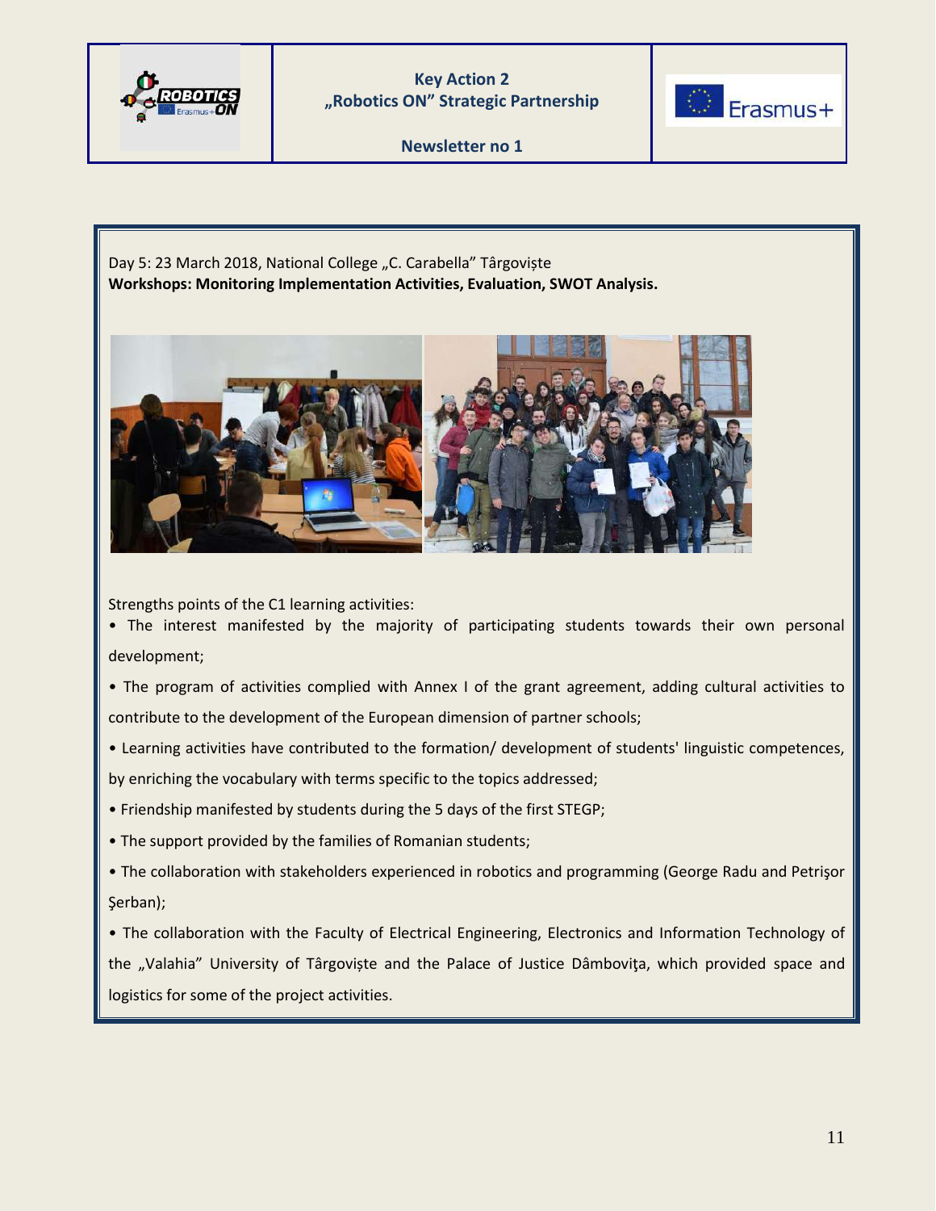Day 5: 23 March 2018, National College „C. Carabella” Târgoviște

**Workshops: Monitoring Implementation Activities, Evaluation, SWOT Analysis.**

Strengths points of the C1 learning activities:

- The interest manifested by the majority of participating students towards their own personal development;
- The program of activities complied with Annex I of the grant agreement, adding cultural activities to contribute to the development of the European dimension of partner schools;
- Learning activities have contributed to the formation/ development of students' linguistic competences, by enriching the vocabulary with terms specific to the topics addressed;
- Friendship manifested by students during the 5 days of the first STEGP;
- The support provided by the families of Romanian students;
- The collaboration with stakeholders experienced in robotics and programming (George Radu and Petrişor Şerban);
- The collaboration with the Faculty of Electrical Engineering, Electronics and Information Technology of the „Valahia” University of Târgoviște and the Palace of Justice Dâmboviţa, which provided space and logistics for some of the project activities.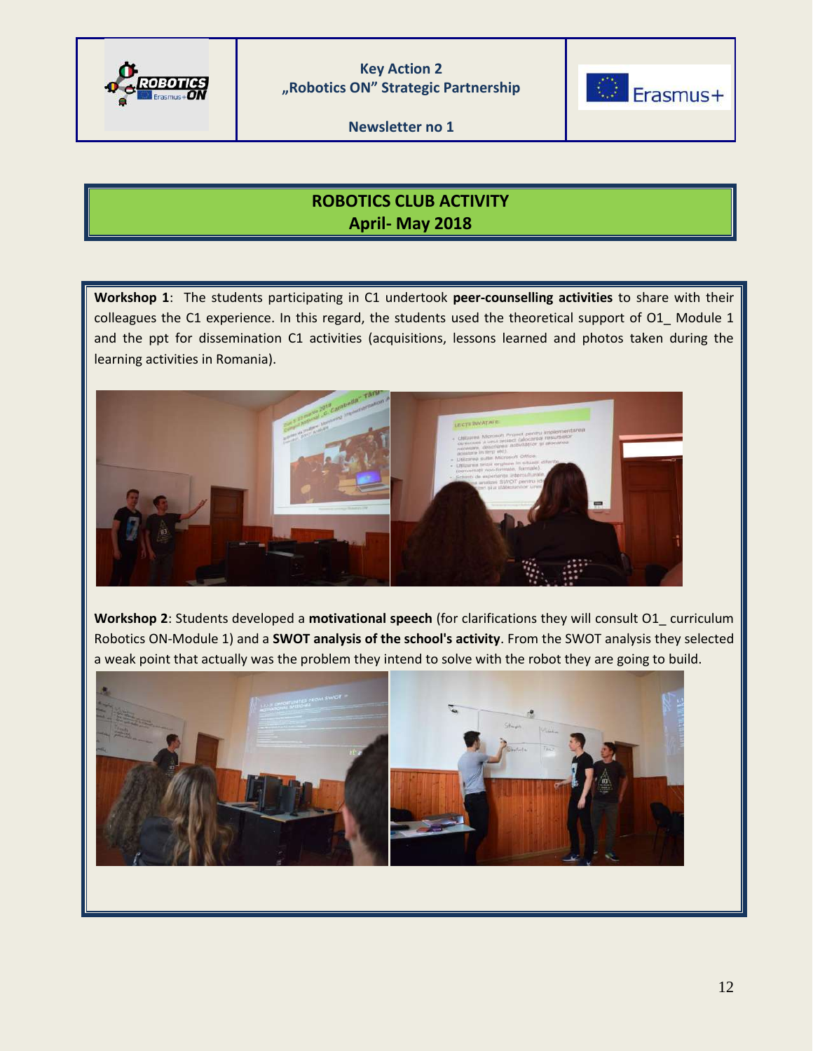## ROBOTICS CLUB ACTIVITY
## April- May 2018

**Workshop 1**: The students participating in C1 undertook **peer-counselling activities** to share with their colleagues the C1 experience. In this regard, the students used the theoretical support of O1_ Module 1 and the ppt for dissemination C1 activities (acquisitions, lessons learned and photos taken during the learning activities in Romania).

**Workshop 2**: Students developed a **motivational speech** (for clarifications they will consult O1_ curriculum Robotics ON-Module 1) and a **SWOT analysis of the school's activity**. From the SWOT analysis they selected a weak point that actually was the problem they intend to solve with the robot they are going to build.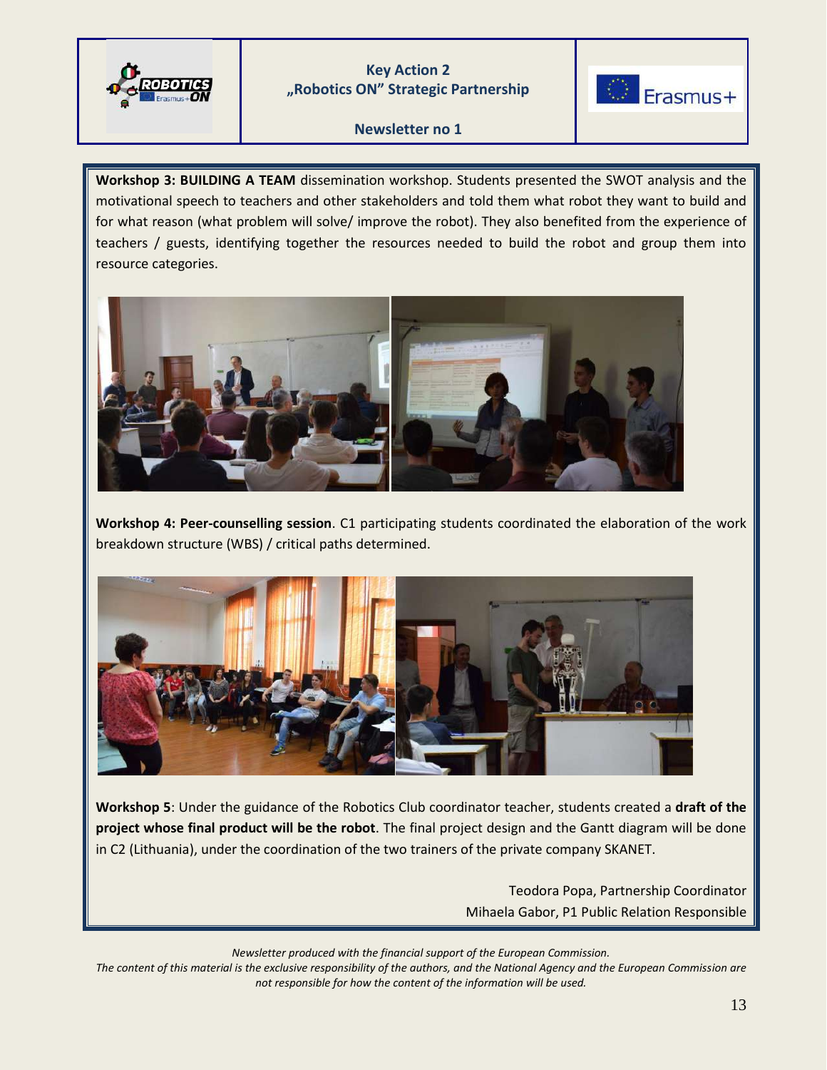**Workshop 3: BUILDING A TEAM** dissemination workshop. Students presented the SWOT analysis and the motivational speech to teachers and other stakeholders and told them what robot they want to build and for what reason (what problem will solve/ improve the robot). They also benefited from the experience of teachers / guests, identifying together the resources needed to build the robot and group them into resource categories.

**Workshop 4: Peer-counselling session**. C1 participating students coordinated the elaboration of the work breakdown structure (WBS) / critical paths determined.

**Workshop 5**: Under the guidance of the Robotics Club coordinator teacher, students created a **draft of the project whose final product will be the robot**. The final project design and the Gantt diagram will be done in C2 (Lithuania), under the coordination of the two trainers of the private company SKANET.

Teodora Popa, Partnership Coordinator
Mihaela Gabor, P1 Public Relation Responsible

*Newsletter produced with the financial support of the European Commission.*
*The content of this material is the exclusive responsibility of the authors, and the National Agency and the European Commission are not responsible for how the content of the information will be used.*